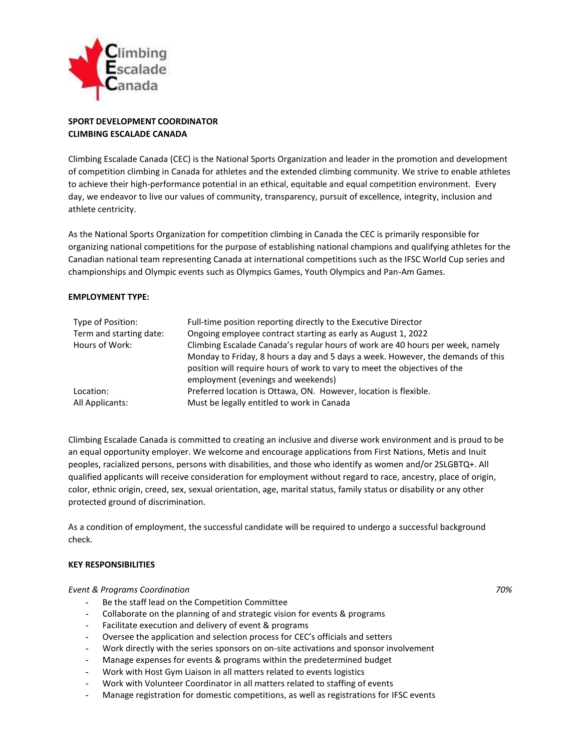Climbing
Escalade
Canada

**SPORT DEVELOPMENT COORDINATOR**
**CLIMBING ESCALADE CANADA**

Climbing Escalade Canada (CEC) is the National Sports Organization and leader in the promotion and development of competition climbing in Canada for athletes and the extended climbing community. We strive to enable athletes to achieve their high-performance potential in an ethical, equitable and equal competition environment. Every day, we endeavor to live our values of community, transparency, pursuit of excellence, integrity, inclusion and athlete centricity.

As the National Sports Organization for competition climbing in Canada the CEC is primarily responsible for organizing national competitions for the purpose of establishing national champions and qualifying athletes for the Canadian national team representing Canada at international competitions such as the IFSC World Cup series and championships and Olympic events such as Olympics Games, Youth Olympics and Pan-Am Games.

**EMPLOYMENT TYPE:**

| | |
|---|---|
| Type of Position: | Full-time position reporting directly to the Executive Director |
| Term and starting date: | Ongoing employee contract starting as early as August 1, 2022 |
| Hours of Work: | Climbing Escalade Canada's regular hours of work are 40 hours per week, namely Monday to Friday, 8 hours a day and 5 days a week. However, the demands of this position will require hours of work to vary to meet the objectives of the employment (evenings and weekends) |
| Location: | Preferred location is Ottawa, ON. However, location is flexible. |
| All Applicants: | Must be legally entitled to work in Canada |

Climbing Escalade Canada is committed to creating an inclusive and diverse work environment and is proud to be an equal opportunity employer. We welcome and encourage applications from First Nations, Metis and Inuit peoples, racialized persons, persons with disabilities, and those who identify as women and/or 2SLGBTQ+. All qualified applicants will receive consideration for employment without regard to race, ancestry, place of origin, color, ethnic origin, creed, sex, sexual orientation, age, marital status, family status or disability or any other protected ground of discrimination.

As a condition of employment, the successful candidate will be required to undergo a successful background check.

**KEY RESPONSIBILITIES**

*Event & Programs Coordination* *70%*

- Be the staff lead on the Competition Committee
- Collaborate on the planning of and strategic vision for events & programs
- Facilitate execution and delivery of event & programs
- Oversee the application and selection process for CEC's officials and setters
- Work directly with the series sponsors on on-site activations and sponsor involvement
- Manage expenses for events & programs within the predetermined budget
- Work with Host Gym Liaison in all matters related to events logistics
- Work with Volunteer Coordinator in all matters related to staffing of events
- Manage registration for domestic competitions, as well as registrations for IFSC events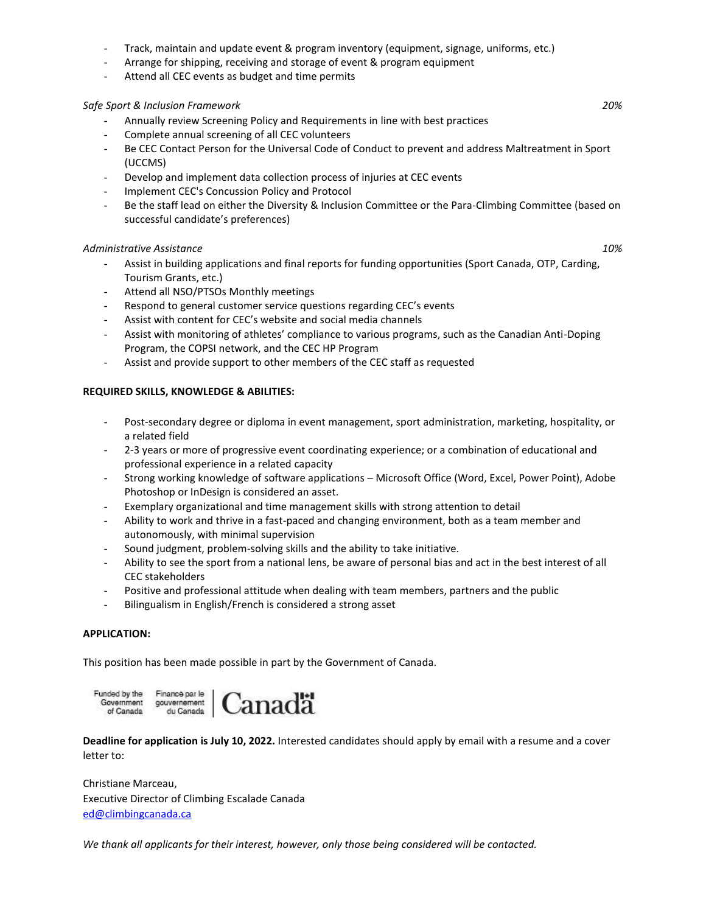- Track, maintain and update event & program inventory (equipment, signage, uniforms, etc.)
- Arrange for shipping, receiving and storage of event & program equipment
- Attend all CEC events as budget and time permits

*Safe Sport & Inclusion Framework* *20%*

- Annually review Screening Policy and Requirements in line with best practices
- Complete annual screening of all CEC volunteers
- Be CEC Contact Person for the Universal Code of Conduct to prevent and address Maltreatment in Sport (UCCMS)
- Develop and implement data collection process of injuries at CEC events
- Implement CEC's Concussion Policy and Protocol
- Be the staff lead on either the Diversity & Inclusion Committee or the Para-Climbing Committee (based on successful candidate's preferences)

*Administrative Assistance* *10%*

- Assist in building applications and final reports for funding opportunities (Sport Canada, OTP, Carding, Tourism Grants, etc.)
- Attend all NSO/PTSOs Monthly meetings
- Respond to general customer service questions regarding CEC's events
- Assist with content for CEC's website and social media channels
- Assist with monitoring of athletes' compliance to various programs, such as the Canadian Anti-Doping Program, the COPSI network, and the CEC HP Program
- Assist and provide support to other members of the CEC staff as requested

**REQUIRED SKILLS, KNOWLEDGE & ABILITIES:**

- Post-secondary degree or diploma in event management, sport administration, marketing, hospitality, or a related field
- 2-3 years or more of progressive event coordinating experience; or a combination of educational and professional experience in a related capacity
- Strong working knowledge of software applications – Microsoft Office (Word, Excel, Power Point), Adobe Photoshop or InDesign is considered an asset.
- Exemplary organizational and time management skills with strong attention to detail
- Ability to work and thrive in a fast-paced and changing environment, both as a team member and autonomously, with minimal supervision
- Sound judgment, problem-solving skills and the ability to take initiative.
- Ability to see the sport from a national lens, be aware of personal bias and act in the best interest of all CEC stakeholders
- Positive and professional attitude when dealing with team members, partners and the public
- Bilingualism in English/French is considered a strong asset

**APPLICATION:**

This position has been made possible in part by the Government of Canada.

Funded by the Government of Canada | Financé par le gouvernement du Canada | Canada

**Deadline for application is July 10, 2022.** Interested candidates should apply by email with a resume and a cover letter to:

Christiane Marceau,
Executive Director of Climbing Escalade Canada
ed@climbingcanada.ca

*We thank all applicants for their interest, however, only those being considered will be contacted.*